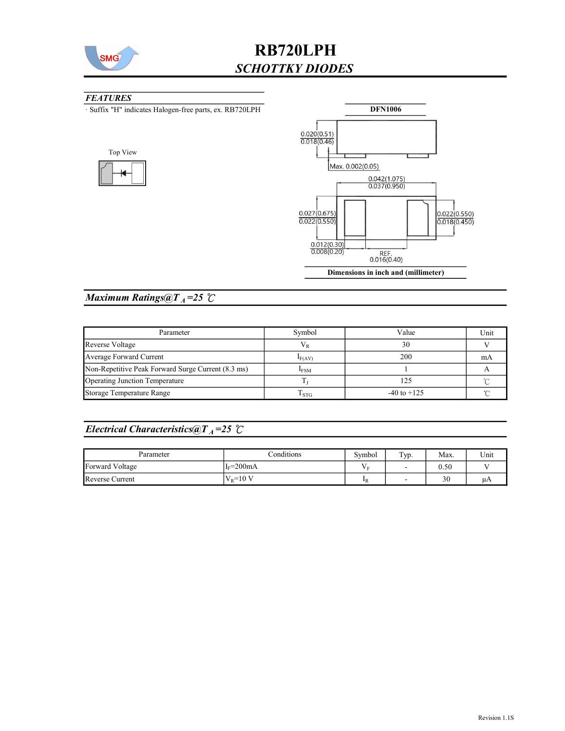# RB720LPH

## *SCHOTTKY DIODES*

### *FEATURES*

· Suffix "H" indicates Halogen-free parts, ex. RB720LPH

Top View

**DFN1006**

0.020(0.51)
0.018(0.46)

Max. 0.002(0.05)

0.042(1.075)
0.037(0.950)

0.027(0.675)
0.022(0.550)

0.022(0.550)
0.018(0.450)

0.012(0.30)
0.008(0.20)

REF.
0.016(0.40)

**Dimensions in inch and (millimeter)**

## *Maximum Ratings@T$_A$=25 ℃*

| Parameter | Symbol | Value | Unit |
|---|---|---|---|
| Reverse Voltage | $V_R$ | 30 | V |
| Average Forward Current | $I_{F(AV)}$ | 200 | mA |
| Non-Repetitive Peak Forward Surge Current (8.3 ms) | $I_{FSM}$ | 1 | A |
| Operating Junction Temperature | $T_J$ | 125 | ℃ |
| Storage Temperature Range | $T_{STG}$ | -40 to +125 | ℃ |

## *Electrical Characteristics@T$_A$=25 ℃*

| Parameter | Conditions | Symbol | Typ. | Max. | Unit |
|---|---|---|---|---|---|
| Forward Voltage | $I_F$=200mA | $V_F$ | - | 0.50 | V |
| Reverse Current | $V_R$=10 V | $I_R$ | - | 30 | μA |

Revision 1.1S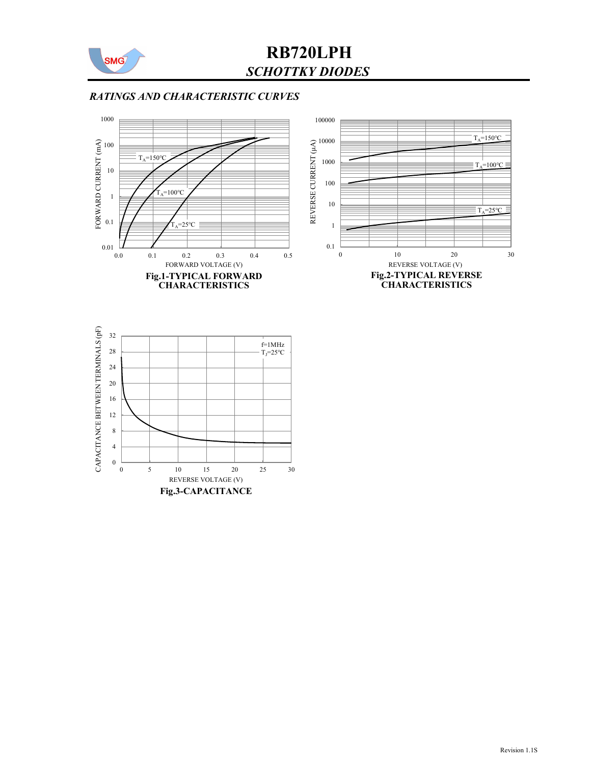# RB720LPH

## *SCHOTTKY DIODES*

### *RATINGS AND CHARACTERISTIC CURVES*

FORWARD CURRENT (mA)

1000, 100, 10, 1, 0.1, 0.01

$T_A$=150℃

$T_A$=100℃

$T_A$=25℃

0.0, 0.1, 0.2, 0.3, 0.4, 0.5

FORWARD VOLTAGE (V)

**Fig.1-TYPICAL FORWARD CHARACTERISTICS**

REVERSE CURRENT (μA)

100000, 10000, 1000, 100, 10, 1, 0.1

$T_A$=150℃

$T_A$=100℃

$T_A$=25℃

0, 10, 20, 30

REVERSE VOLTAGE (V)

**Fig.2-TYPICAL REVERSE CHARACTERISTICS**

CAPACITANCE BETWEEN TERMINALS (pF)

32, 28, 24, 20, 16, 12, 8, 4, 0

f=1MHz

$T_J$=25℃

0, 5, 10, 15, 20, 25, 30

REVERSE VOLTAGE (V)

**Fig.3-CAPACITANCE**

Revision 1.1S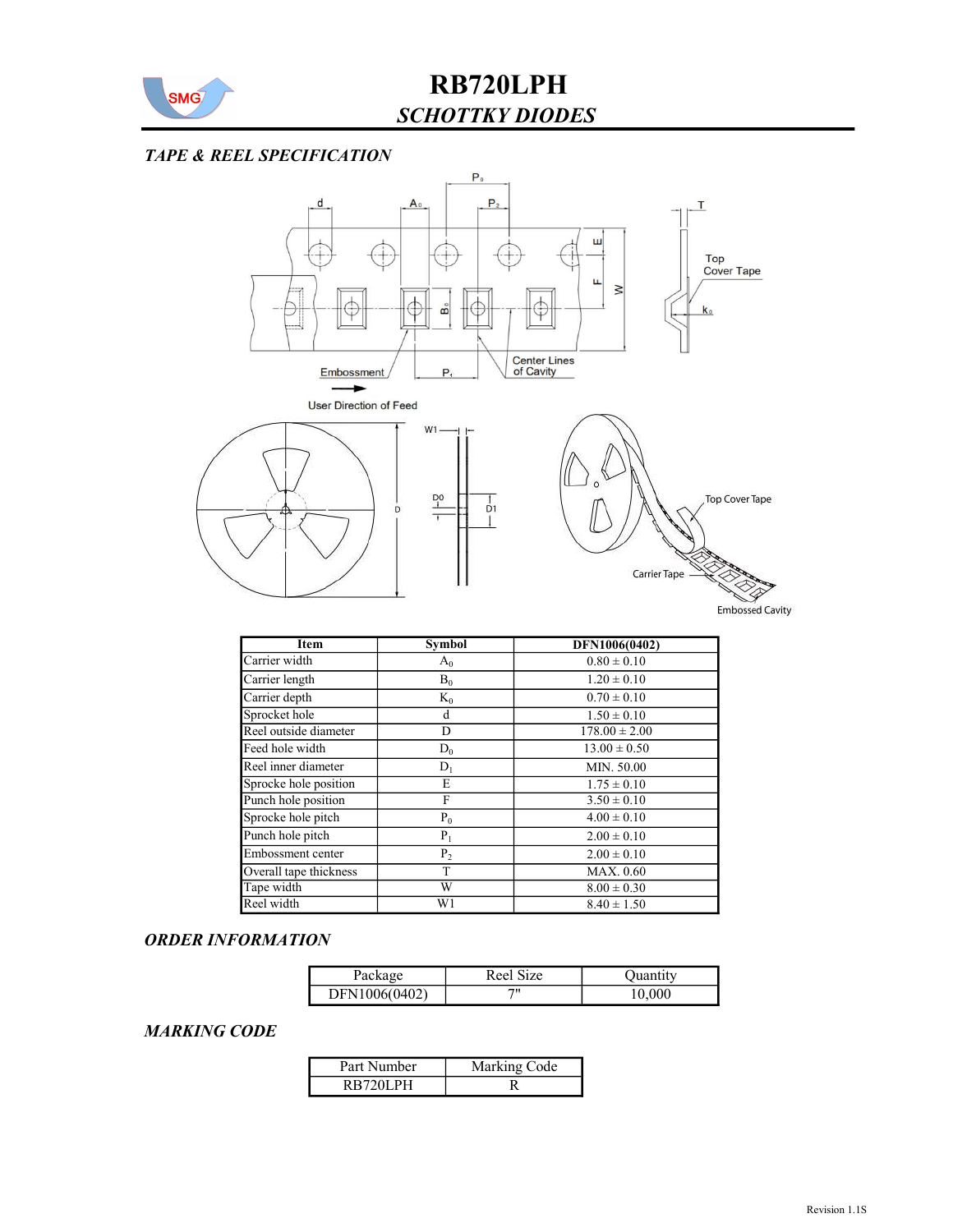# RB720LPH

## *SCHOTTKY DIODES*

### *TAPE & REEL SPECIFICATION*

| Item | Symbol | DFN1006(0402) |
|---|---|---|
| Carrier width | $A_0$ | 0.80 ± 0.10 |
| Carrier length | $B_0$ | 1.20 ± 0.10 |
| Carrier depth | $K_0$ | 0.70 ± 0.10 |
| Sprocket hole | d | 1.50 ± 0.10 |
| Reel outside diameter | D | 178.00 ± 2.00 |
| Feed hole width | $D_0$ | 13.00 ± 0.50 |
| Reel inner diameter | $D_1$ | MIN. 50.00 |
| Sprocke hole position | E | 1.75 ± 0.10 |
| Punch hole position | F | 3.50 ± 0.10 |
| Sprocke hole pitch | $P_0$ | 4.00 ± 0.10 |
| Punch hole pitch | $P_1$ | 2.00 ± 0.10 |
| Embossment center | $P_2$ | 2.00 ± 0.10 |
| Overall tape thickness | T | MAX. 0.60 |
| Tape width | W | 8.00 ± 0.30 |
| Reel width | W1 | 8.40 ± 1.50 |

### *ORDER INFORMATION*

| Package | Reel Size | Quantity |
|---|---|---|
| DFN1006(0402) | 7" | 10,000 |

### *MARKING CODE*

| Part Number | Marking Code |
|---|---|
| RB720LPH | R |

Revision 1.1S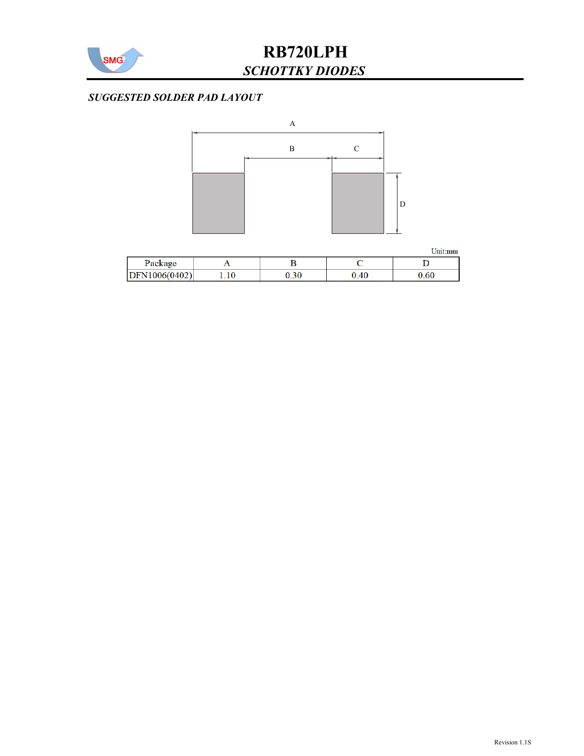# RB720LPH

## SCHOTTKY DIODES

### SUGGESTED SOLDER PAD LAYOUT

A

B

C

D

Unit:mm

| Package | A | B | C | D |
| --- | --- | --- | --- | --- |
| DFN1006(0402) | 1.10 | 0.30 | 0.40 | 0.60 |

Revision 1.1S